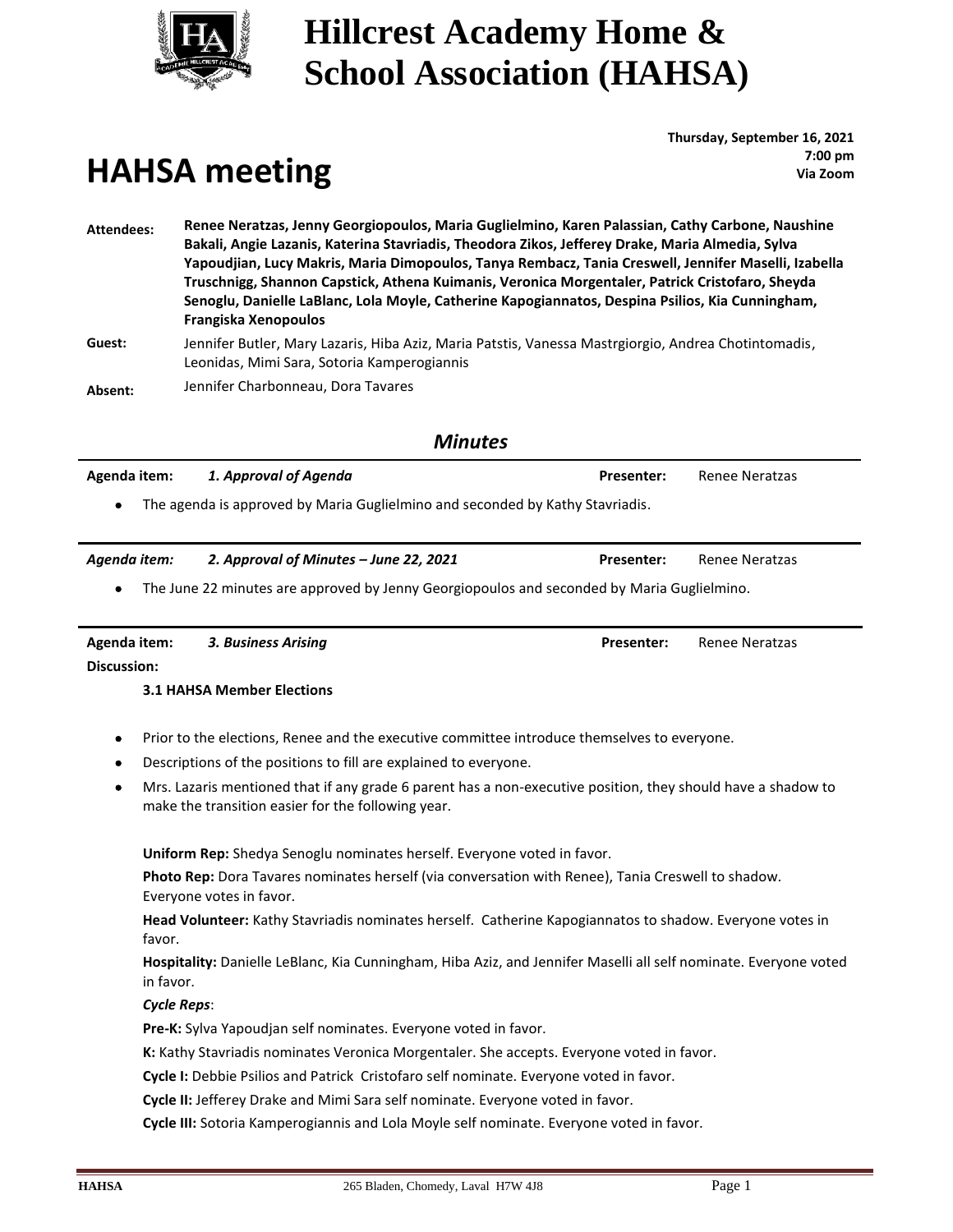# Hillcrest Academy Home & School Association (HAHSA)

## HAHSA meeting

**Thursday, September 16, 2021**
**7:00 pm**
**Via Zoom**

**Attendees:** **Renee Neratzas, Jenny Georgiopoulos, Maria Guglielmino, Karen Palassian, Cathy Carbone, Naushine Bakali, Angie Lazanis, Katerina Stavriadis, Theodora Zikos, Jefferey Drake, Maria Almedia, Sylva Yapoudjian, Lucy Makris, Maria Dimopoulos, Tanya Rembacz, Tania Creswell, Jennifer Maselli, Izabella Truschnigg, Shannon Capstick, Athena Kuimanis, Veronica Morgentaler, Patrick Cristofaro, Sheyda Senoglu, Danielle LaBlanc, Lola Moyle, Catherine Kapogiannatos, Despina Psilios, Kia Cunningham, Frangiska Xenopoulos**

**Guest:** Jennifer Butler, Mary Lazaris, Hiba Aziz, Maria Patstis, Vanessa Mastrgiorgio, Andrea Chotintomadis, Leonidas, Mimi Sara, Sotoria Kamperogiannis

**Absent:** Jennifer Charbonneau, Dora Tavares

## *Minutes*

**Agenda item:** ***1. Approval of Agenda*** **Presenter:** Renee Neratzas

- The agenda is approved by Maria Guglielmino and seconded by Kathy Stavriadis.

***Agenda item:*** ***2. Approval of Minutes – June 22, 2021*** **Presenter:** Renee Neratzas

- The June 22 minutes are approved by Jenny Georgiopoulos and seconded by Maria Guglielmino.

**Agenda item:** ***3. Business Arising*** **Presenter:** Renee Neratzas

**Discussion:**

**3.1 HAHSA Member Elections**

- Prior to the elections, Renee and the executive committee introduce themselves to everyone.
- Descriptions of the positions to fill are explained to everyone.
- Mrs. Lazaris mentioned that if any grade 6 parent has a non-executive position, they should have a shadow to make the transition easier for the following year.

**Uniform Rep:** Shedya Senoglu nominates herself. Everyone voted in favor.

**Photo Rep:** Dora Tavares nominates herself (via conversation with Renee), Tania Creswell to shadow. Everyone votes in favor.

**Head Volunteer:** Kathy Stavriadis nominates herself. Catherine Kapogiannatos to shadow. Everyone votes in favor.

**Hospitality:** Danielle LeBlanc, Kia Cunningham, Hiba Aziz, and Jennifer Maselli all self nominate. Everyone voted in favor.

***Cycle Reps***:

**Pre-K:** Sylva Yapoudjan self nominates. Everyone voted in favor.

**K:** Kathy Stavriadis nominates Veronica Morgentaler. She accepts. Everyone voted in favor.

**Cycle I:** Debbie Psilios and Patrick Cristofaro self nominate. Everyone voted in favor.

**Cycle II:** Jefferey Drake and Mimi Sara self nominate. Everyone voted in favor.

**Cycle III:** Sotoria Kamperogiannis and Lola Moyle self nominate. Everyone voted in favor.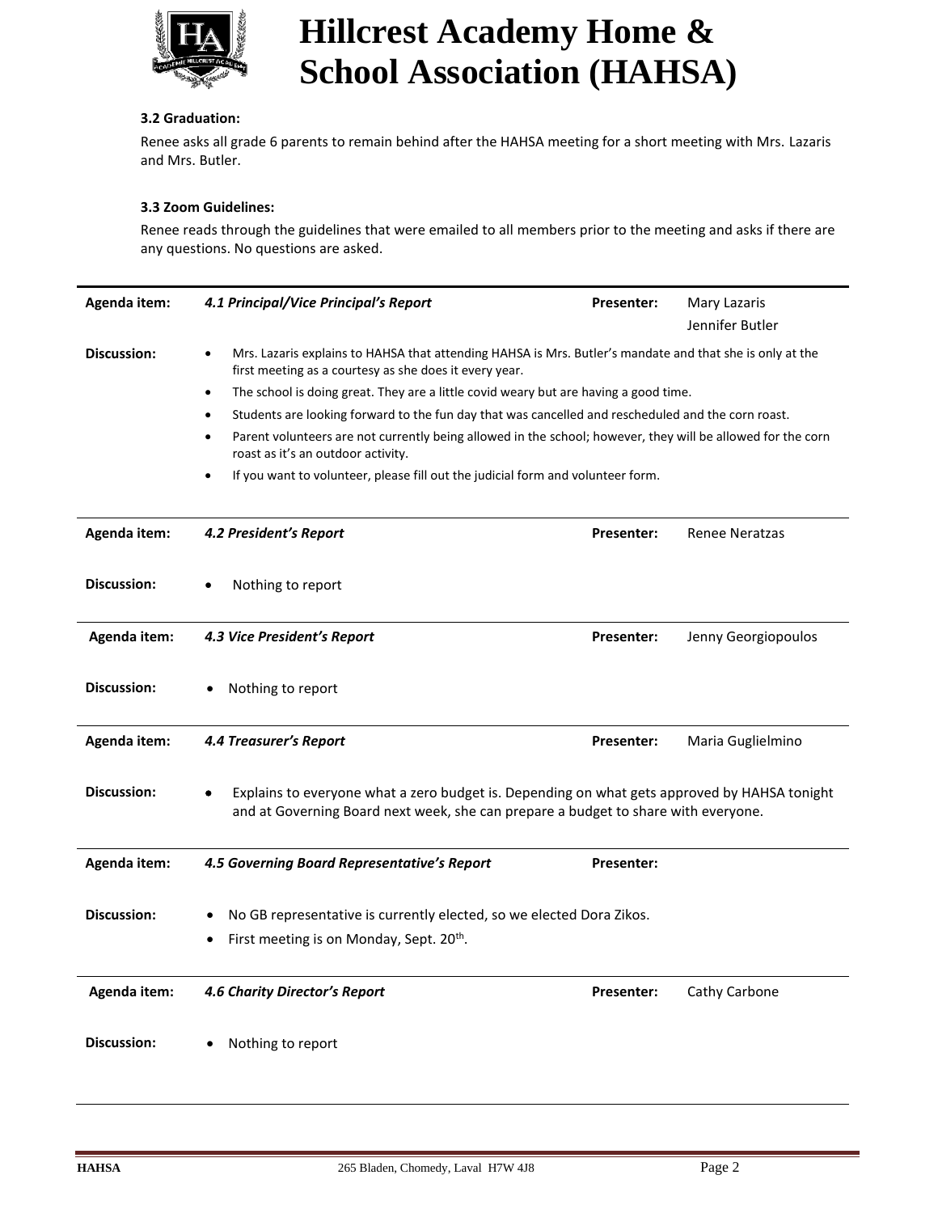# Hillcrest Academy Home & School Association (HAHSA)

**3.2 Graduation:**

Renee asks all grade 6 parents to remain behind after the HAHSA meeting for a short meeting with Mrs. Lazaris and Mrs. Butler.

**3.3 Zoom Guidelines:**

Renee reads through the guidelines that were emailed to all members prior to the meeting and asks if there are any questions. No questions are asked.

| | | | |
|---|---|---|---|
| **Agenda item:** | ***4.1 Principal/Vice Principal's Report*** | **Presenter:** | Mary Lazaris<br>Jennifer Butler |
| **Discussion:** | • Mrs. Lazaris explains to HAHSA that attending HAHSA is Mrs. Butler's mandate and that she is only at the first meeting as a courtesy as she does it every year.<br>• The school is doing great. They are a little covid weary but are having a good time.<br>• Students are looking forward to the fun day that was cancelled and rescheduled and the corn roast.<br>• Parent volunteers are not currently being allowed in the school; however, they will be allowed for the corn roast as it's an outdoor activity.<br>• If you want to volunteer, please fill out the judicial form and volunteer form. | | |
| **Agenda item:** | ***4.2 President's Report*** | **Presenter:** | Renee Neratzas |
| **Discussion:** | • Nothing to report | | |
| **Agenda item:** | ***4.3 Vice President's Report*** | **Presenter:** | Jenny Georgiopoulos |
| **Discussion:** | • Nothing to report | | |
| **Agenda item:** | ***4.4 Treasurer's Report*** | **Presenter:** | Maria Guglielmino |
| **Discussion:** | • Explains to everyone what a zero budget is. Depending on what gets approved by HAHSA tonight and at Governing Board next week, she can prepare a budget to share with everyone. | | |
| **Agenda item:** | ***4.5 Governing Board Representative's Report*** | **Presenter:** | |
| **Discussion:** | • No GB representative is currently elected, so we elected Dora Zikos.<br>• First meeting is on Monday, Sept. 20th. | | |
| **Agenda item:** | ***4.6 Charity Director's Report*** | **Presenter:** | Cathy Carbone |
| **Discussion:** | • Nothing to report | | |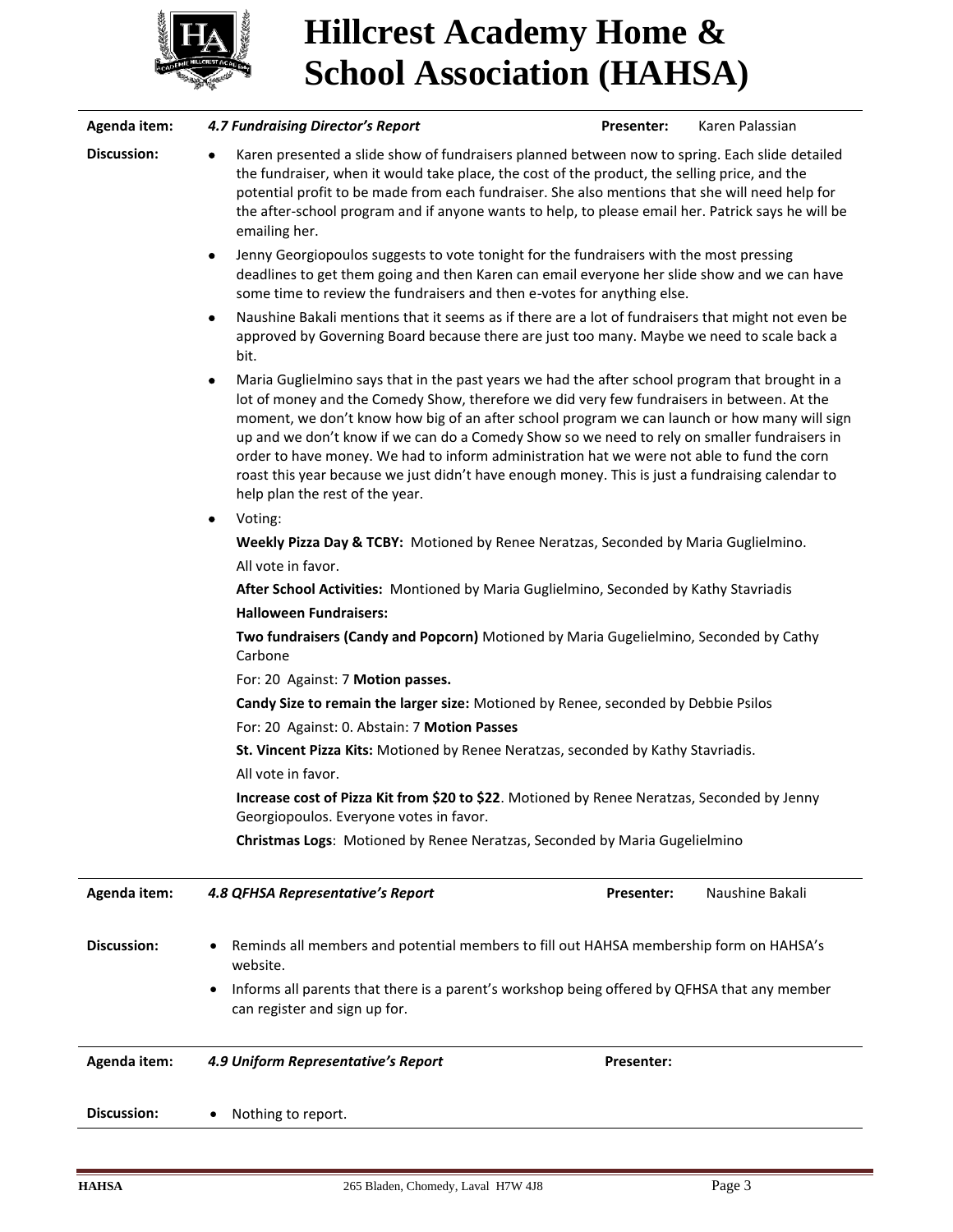# Hillcrest Academy Home & School Association (HAHSA)

**Agenda item:** ***4.7 Fundraising Director's Report*** **Presenter:** Karen Palassian

**Discussion:**

- Karen presented a slide show of fundraisers planned between now to spring. Each slide detailed the fundraiser, when it would take place, the cost of the product, the selling price, and the potential profit to be made from each fundraiser. She also mentions that she will need help for the after-school program and if anyone wants to help, to please email her. Patrick says he will be emailing her.
- Jenny Georgiopoulos suggests to vote tonight for the fundraisers with the most pressing deadlines to get them going and then Karen can email everyone her slide show and we can have some time to review the fundraisers and then e-votes for anything else.
- Naushine Bakali mentions that it seems as if there are a lot of fundraisers that might not even be approved by Governing Board because there are just too many. Maybe we need to scale back a bit.
- Maria Guglielmino says that in the past years we had the after school program that brought in a lot of money and the Comedy Show, therefore we did very few fundraisers in between. At the moment, we don't know how big of an after school program we can launch or how many will sign up and we don't know if we can do a Comedy Show so we need to rely on smaller fundraisers in order to have money. We had to inform administration hat we were not able to fund the corn roast this year because we just didn't have enough money. This is just a fundraising calendar to help plan the rest of the year.
- Voting:

  **Weekly Pizza Day & TCBY:** Motioned by Renee Neratzas, Seconded by Maria Guglielmino.

  All vote in favor.

  **After School Activities:** Montioned by Maria Guglielmino, Seconded by Kathy Stavriadis

  **Halloween Fundraisers:**

  **Two fundraisers (Candy and Popcorn)** Motioned by Maria Gugelielmino, Seconded by Cathy Carbone

  For: 20 Against: 7 **Motion passes.**

  **Candy Size to remain the larger size:** Motioned by Renee, seconded by Debbie Psilos

  For: 20 Against: 0. Abstain: 7 **Motion Passes**

  **St. Vincent Pizza Kits:** Motioned by Renee Neratzas, seconded by Kathy Stavriadis.

  All vote in favor.

  **Increase cost of Pizza Kit from $20 to $22**. Motioned by Renee Neratzas, Seconded by Jenny Georgiopoulos. Everyone votes in favor.

  **Christmas Logs**: Motioned by Renee Neratzas, Seconded by Maria Gugelielmino

---

**Agenda item:** ***4.8 QFHSA Representative's Report*** **Presenter:** Naushine Bakali

**Discussion:**

- Reminds all members and potential members to fill out HAHSA membership form on HAHSA's website.
- Informs all parents that there is a parent's workshop being offered by QFHSA that any member can register and sign up for.

---

**Agenda item:** ***4.9 Uniform Representative's Report*** **Presenter:**

**Discussion:**

- Nothing to report.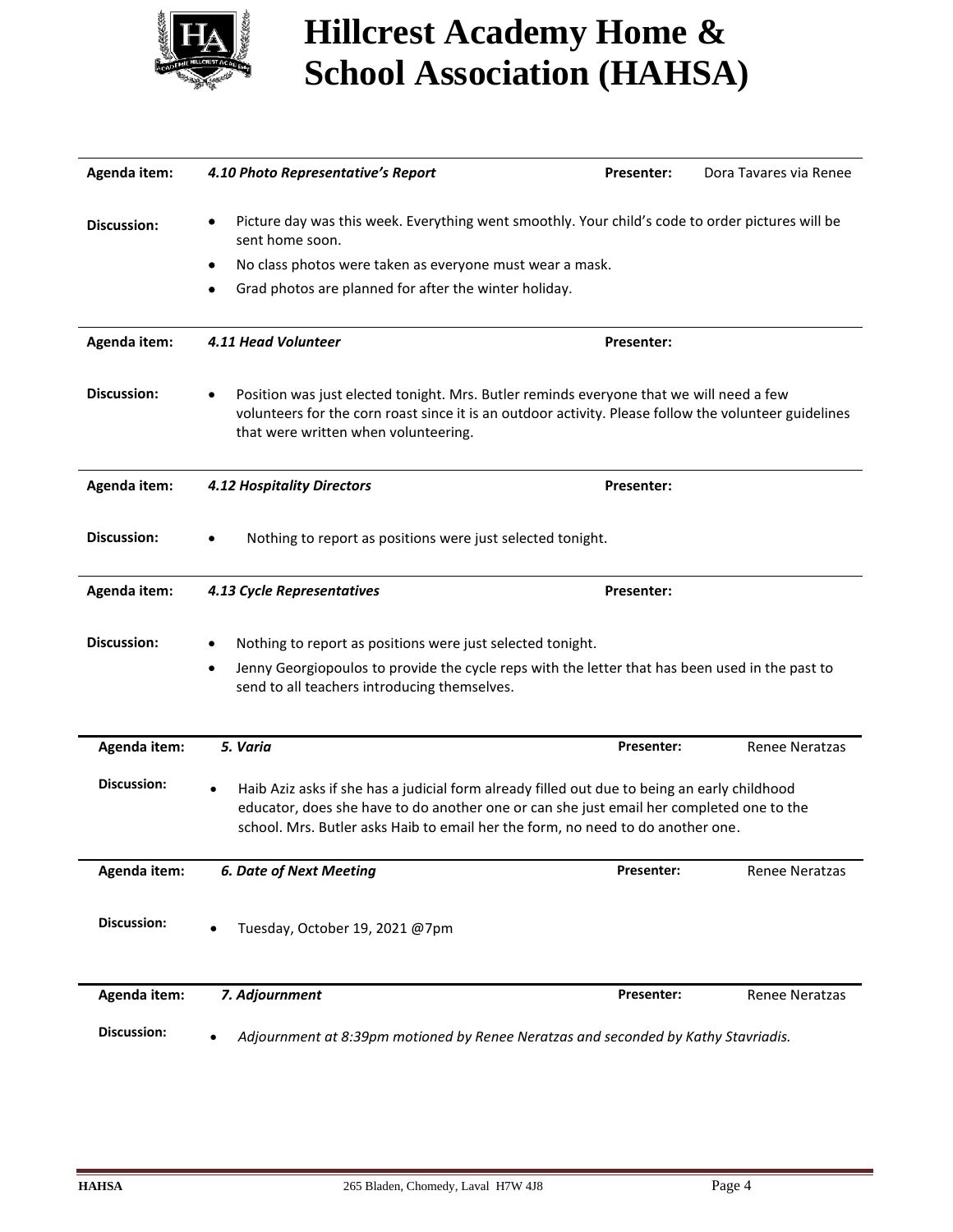# Hillcrest Academy Home & School Association (HAHSA)

**Agenda item:** ***4.10 Photo Representative's Report*** **Presenter:** Dora Tavares via Renee

**Discussion:**

- Picture day was this week. Everything went smoothly. Your child's code to order pictures will be sent home soon.
- No class photos were taken as everyone must wear a mask.
- Grad photos are planned for after the winter holiday.

**Agenda item:** ***4.11 Head Volunteer*** **Presenter:**

**Discussion:**

- Position was just elected tonight. Mrs. Butler reminds everyone that we will need a few volunteers for the corn roast since it is an outdoor activity. Please follow the volunteer guidelines that were written when volunteering.

**Agenda item:** ***4.12 Hospitality Directors*** **Presenter:**

**Discussion:**

- Nothing to report as positions were just selected tonight.

**Agenda item:** ***4.13 Cycle Representatives*** **Presenter:**

**Discussion:**

- Nothing to report as positions were just selected tonight.
- Jenny Georgiopoulos to provide the cycle reps with the letter that has been used in the past to send to all teachers introducing themselves.

**Agenda item:** ***5. Varia*** **Presenter:** Renee Neratzas

**Discussion:**

- Haib Aziz asks if she has a judicial form already filled out due to being an early childhood educator, does she have to do another one or can she just email her completed one to the school. Mrs. Butler asks Haib to email her the form, no need to do another one.

**Agenda item:** ***6. Date of Next Meeting*** **Presenter:** Renee Neratzas

**Discussion:**

- Tuesday, October 19, 2021 @7pm

**Agenda item:** ***7. Adjournment*** **Presenter:** Renee Neratzas

**Discussion:**

- *Adjournment at 8:39pm motioned by Renee Neratzas and seconded by Kathy Stavriadis.*